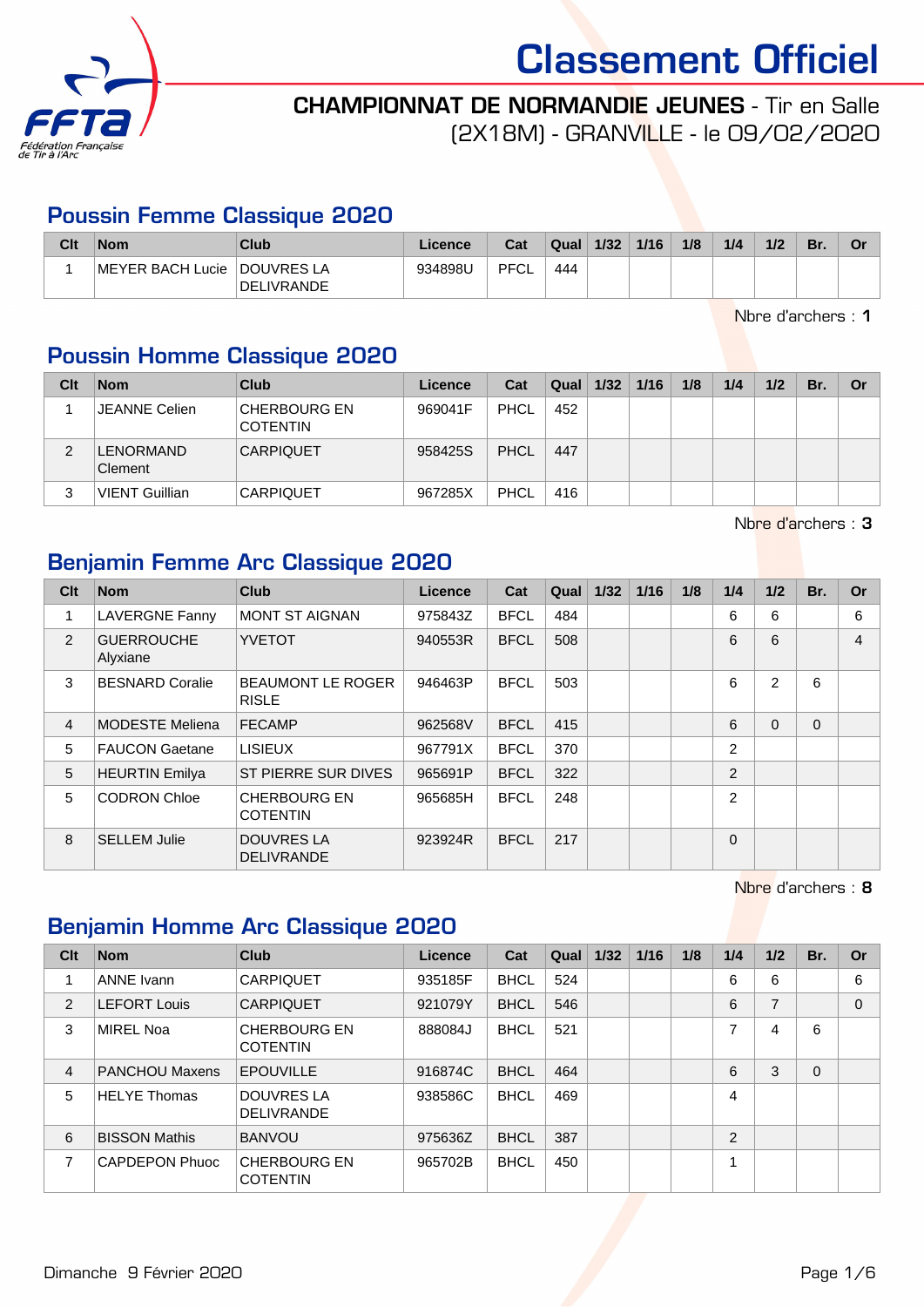# Classement Officiel

## CHAMPIONNAT DE NORMANDIE JEUNES - Tir en Salle (2X18M) - GRANVILLE - le 09/02/2020

### Poussin Femme Classique 2020

| Clt | Nom | Club | Licence | Cat | Qual | 1/32 | 1/16 | 1/8 | 1/4 | 1/2 | Br. | Or |
|---|---|---|---|---|---|---|---|---|---|---|---|---|
| 1 | MEYER BACH Lucie | DOUVRES LA DELIVRANDE | 934898U | PFCL | 444 | | | | | | | |

Nbre d'archers : **1**

### Poussin Homme Classique 2020

| Clt | Nom | Club | Licence | Cat | Qual | 1/32 | 1/16 | 1/8 | 1/4 | 1/2 | Br. | Or |
|---|---|---|---|---|---|---|---|---|---|---|---|---|
| 1 | JEANNE Celien | CHERBOURG EN COTENTIN | 969041F | PHCL | 452 | | | | | | | |
| 2 | LENORMAND Clement | CARPIQUET | 958425S | PHCL | 447 | | | | | | | |
| 3 | VIENT Guillian | CARPIQUET | 967285X | PHCL | 416 | | | | | | | |

Nbre d'archers : **3**

### Benjamin Femme Arc Classique 2020

| Clt | Nom | Club | Licence | Cat | Qual | 1/32 | 1/16 | 1/8 | 1/4 | 1/2 | Br. | Or |
|---|---|---|---|---|---|---|---|---|---|---|---|---|
| 1 | LAVERGNE Fanny | MONT ST AIGNAN | 975843Z | BFCL | 484 | | | | 6 | 6 | | 6 |
| 2 | GUERROUCHE Alyxiane | YVETOT | 940553R | BFCL | 508 | | | | 6 | 6 | | 4 |
| 3 | BESNARD Coralie | BEAUMONT LE ROGER RISLE | 946463P | BFCL | 503 | | | | 6 | 2 | 6 | |
| 4 | MODESTE Meliena | FECAMP | 962568V | BFCL | 415 | | | | 6 | 0 | 0 | |
| 5 | FAUCON Gaetane | LISIEUX | 967791X | BFCL | 370 | | | | 2 | | | |
| 5 | HEURTIN Emilya | ST PIERRE SUR DIVES | 965691P | BFCL | 322 | | | | 2 | | | |
| 5 | CODRON Chloe | CHERBOURG EN COTENTIN | 965685H | BFCL | 248 | | | | 2 | | | |
| 8 | SELLEM Julie | DOUVRES LA DELIVRANDE | 923924R | BFCL | 217 | | | | 0 | | | |

Nbre d'archers : **8**

### Benjamin Homme Arc Classique 2020

| Clt | Nom | Club | Licence | Cat | Qual | 1/32 | 1/16 | 1/8 | 1/4 | 1/2 | Br. | Or |
|---|---|---|---|---|---|---|---|---|---|---|---|---|
| 1 | ANNE Ivann | CARPIQUET | 935185F | BHCL | 524 | | | | 6 | 6 | | 6 |
| 2 | LEFORT Louis | CARPIQUET | 921079Y | BHCL | 546 | | | | 6 | 7 | | 0 |
| 3 | MIREL Noa | CHERBOURG EN COTENTIN | 888084J | BHCL | 521 | | | | 7 | 4 | 6 | |
| 4 | PANCHOU Maxens | EPOUVILLE | 916874C | BHCL | 464 | | | | 6 | 3 | 0 | |
| 5 | HELYE Thomas | DOUVRES LA DELIVRANDE | 938586C | BHCL | 469 | | | | 4 | | | |
| 6 | BISSON Mathis | BANVOU | 975636Z | BHCL | 387 | | | | 2 | | | |
| 7 | CAPDEPON Phuoc | CHERBOURG EN COTENTIN | 965702B | BHCL | 450 | | | | 1 | | | |

Dimanche 9 Février 2020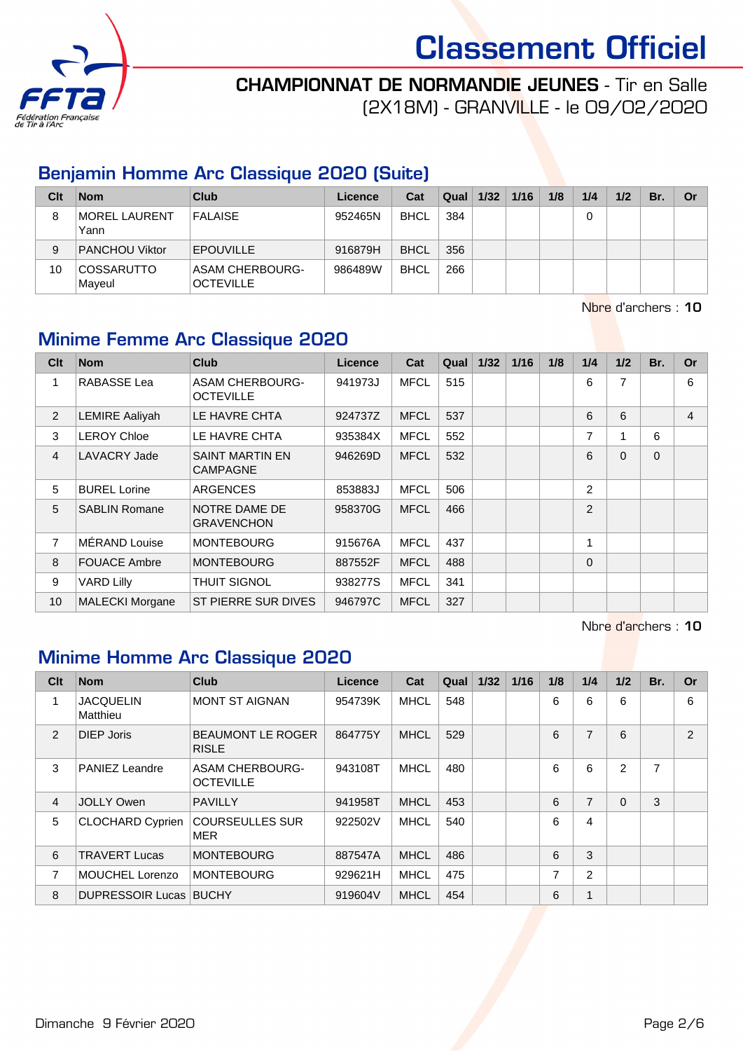# Classement Officiel

**CHAMPIONNAT DE NORMANDIE JEUNES** - Tir en Salle (2X18M) - GRANVILLE - le 09/02/2020

## Benjamin Homme Arc Classique 2020 (Suite)

| Clt | Nom | Club | Licence | Cat | Qual | 1/32 | 1/16 | 1/8 | 1/4 | 1/2 | Br. | Or |
|---|---|---|---|---|---|---|---|---|---|---|---|---|
| 8 | MOREL LAURENT Yann | FALAISE | 952465N | BHCL | 384 | | | | 0 | | | |
| 9 | PANCHOU Viktor | EPOUVILLE | 916879H | BHCL | 356 | | | | | | | |
| 10 | COSSARUTTO Mayeul | ASAM CHERBOURG-OCTEVILLE | 986489W | BHCL | 266 | | | | | | | |

Nbre d'archers : **10**

## Minime Femme Arc Classique 2020

| Clt | Nom | Club | Licence | Cat | Qual | 1/32 | 1/16 | 1/8 | 1/4 | 1/2 | Br. | Or |
|---|---|---|---|---|---|---|---|---|---|---|---|---|
| 1 | RABASSE Lea | ASAM CHERBOURG-OCTEVILLE | 941973J | MFCL | 515 | | | | 6 | 7 | | 6 |
| 2 | LEMIRE Aaliyah | LE HAVRE CHTA | 924737Z | MFCL | 537 | | | | 6 | 6 | | 4 |
| 3 | LEROY Chloe | LE HAVRE CHTA | 935384X | MFCL | 552 | | | | 7 | 1 | 6 | |
| 4 | LAVACRY Jade | SAINT MARTIN EN CAMPAGNE | 946269D | MFCL | 532 | | | | 6 | 0 | 0 | |
| 5 | BUREL Lorine | ARGENCES | 853883J | MFCL | 506 | | | | 2 | | | |
| 5 | SABLIN Romane | NOTRE DAME DE GRAVENCHON | 958370G | MFCL | 466 | | | | 2 | | | |
| 7 | MÉRAND Louise | MONTEBOURG | 915676A | MFCL | 437 | | | | 1 | | | |
| 8 | FOUACE Ambre | MONTEBOURG | 887552F | MFCL | 488 | | | | 0 | | | |
| 9 | VARD Lilly | THUIT SIGNOL | 938277S | MFCL | 341 | | | | | | | |
| 10 | MALECKI Morgane | ST PIERRE SUR DIVES | 946797C | MFCL | 327 | | | | | | | |

Nbre d'archers : **10**

## Minime Homme Arc Classique 2020

| Clt | Nom | Club | Licence | Cat | Qual | 1/32 | 1/16 | 1/8 | 1/4 | 1/2 | Br. | Or |
|---|---|---|---|---|---|---|---|---|---|---|---|---|
| 1 | JACQUELIN Matthieu | MONT ST AIGNAN | 954739K | MHCL | 548 | | | 6 | 6 | 6 | | 6 |
| 2 | DIEP Joris | BEAUMONT LE ROGER RISLE | 864775Y | MHCL | 529 | | | 6 | 7 | 6 | | 2 |
| 3 | PANIEZ Leandre | ASAM CHERBOURG-OCTEVILLE | 943108T | MHCL | 480 | | | 6 | 6 | 2 | 7 | |
| 4 | JOLLY Owen | PAVILLY | 941958T | MHCL | 453 | | | 6 | 7 | 0 | 3 | |
| 5 | CLOCHARD Cyprien | COURSEULLES SUR MER | 922502V | MHCL | 540 | | | 6 | 4 | | | |
| 6 | TRAVERT Lucas | MONTEBOURG | 887547A | MHCL | 486 | | | 6 | 3 | | | |
| 7 | MOUCHEL Lorenzo | MONTEBOURG | 929621H | MHCL | 475 | | | 7 | 2 | | | |
| 8 | DUPRESSOIR Lucas | BUCHY | 919604V | MHCL | 454 | | | 6 | 1 | | | |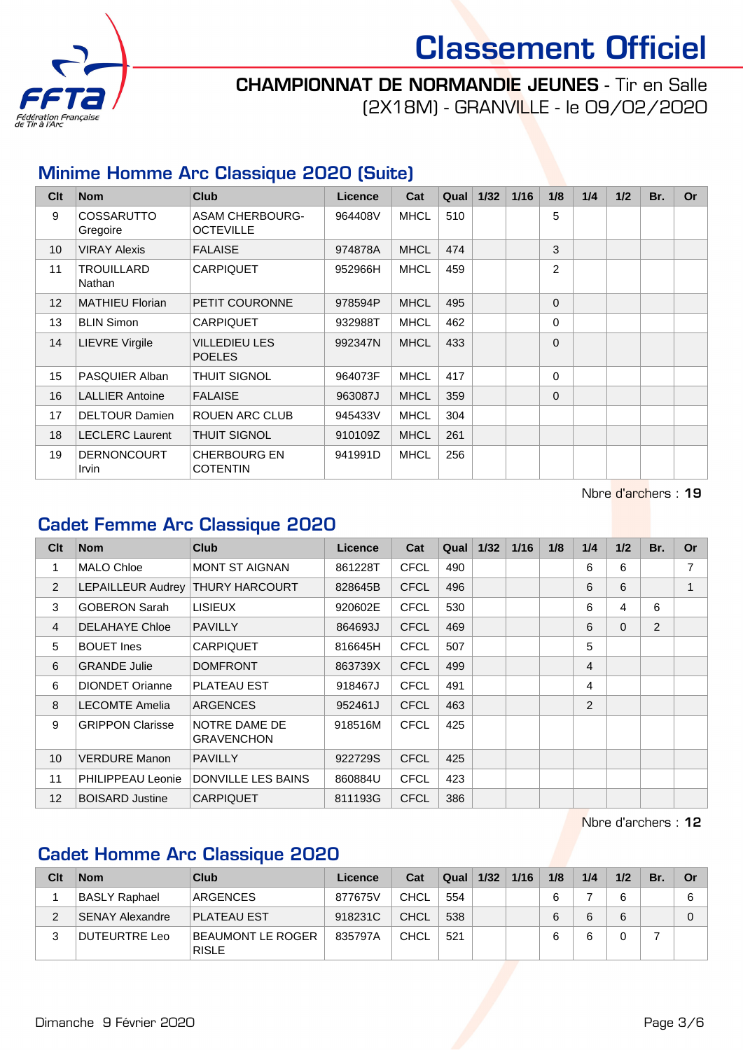# Classement Officiel

## CHAMPIONNAT DE NORMANDIE JEUNES - Tir en Salle (2X18M) - GRANVILLE - le 09/02/2020

### Minime Homme Arc Classique 2020 (Suite)

| Clt | Nom | Club | Licence | Cat | Qual | 1/32 | 1/16 | 1/8 | 1/4 | 1/2 | Br. | Or |
|---|---|---|---|---|---|---|---|---|---|---|---|---|
| 9 | COSSARUTTO Gregoire | ASAM CHERBOURG-OCTEVILLE | 964408V | MHCL | 510 | | | 5 | | | | |
| 10 | VIRAY Alexis | FALAISE | 974878A | MHCL | 474 | | | 3 | | | | |
| 11 | TROUILLARD Nathan | CARPIQUET | 952966H | MHCL | 459 | | | 2 | | | | |
| 12 | MATHIEU Florian | PETIT COURONNE | 978594P | MHCL | 495 | | | 0 | | | | |
| 13 | BLIN Simon | CARPIQUET | 932988T | MHCL | 462 | | | 0 | | | | |
| 14 | LIEVRE Virgile | VILLEDIEU LES POELES | 992347N | MHCL | 433 | | | 0 | | | | |
| 15 | PASQUIER Alban | THUIT SIGNOL | 964073F | MHCL | 417 | | | 0 | | | | |
| 16 | LALLIER Antoine | FALAISE | 963087J | MHCL | 359 | | | 0 | | | | |
| 17 | DELTOUR Damien | ROUEN ARC CLUB | 945433V | MHCL | 304 | | | | | | | |
| 18 | LECLERC Laurent | THUIT SIGNOL | 910109Z | MHCL | 261 | | | | | | | |
| 19 | DERNONCOURT Irvin | CHERBOURG EN COTENTIN | 941991D | MHCL | 256 | | | | | | | |

Nbre d'archers : **19**

### Cadet Femme Arc Classique 2020

| Clt | Nom | Club | Licence | Cat | Qual | 1/32 | 1/16 | 1/8 | 1/4 | 1/2 | Br. | Or |
|---|---|---|---|---|---|---|---|---|---|---|---|---|
| 1 | MALO Chloe | MONT ST AIGNAN | 861228T | CFCL | 490 | | | | 6 | 6 | | 7 |
| 2 | LEPAILLEUR Audrey | THURY HARCOURT | 828645B | CFCL | 496 | | | | 6 | 6 | | 1 |
| 3 | GOBERON Sarah | LISIEUX | 920602E | CFCL | 530 | | | | 6 | 4 | 6 | |
| 4 | DELAHAYE Chloe | PAVILLY | 864693J | CFCL | 469 | | | | 6 | 0 | 2 | |
| 5 | BOUET Ines | CARPIQUET | 816645H | CFCL | 507 | | | | 5 | | | |
| 6 | GRANDE Julie | DOMFRONT | 863739X | CFCL | 499 | | | | 4 | | | |
| 6 | DIONDET Orianne | PLATEAU EST | 918467J | CFCL | 491 | | | | 4 | | | |
| 8 | LECOMTE Amelia | ARGENCES | 952461J | CFCL | 463 | | | | 2 | | | |
| 9 | GRIPPON Clarisse | NOTRE DAME DE GRAVENCHON | 918516M | CFCL | 425 | | | | | | | |
| 10 | VERDURE Manon | PAVILLY | 922729S | CFCL | 425 | | | | | | | |
| 11 | PHILIPPEAU Leonie | DONVILLE LES BAINS | 860884U | CFCL | 423 | | | | | | | |
| 12 | BOISARD Justine | CARPIQUET | 811193G | CFCL | 386 | | | | | | | |

Nbre d'archers : **12**

### Cadet Homme Arc Classique 2020

| Clt | Nom | Club | Licence | Cat | Qual | 1/32 | 1/16 | 1/8 | 1/4 | 1/2 | Br. | Or |
|---|---|---|---|---|---|---|---|---|---|---|---|---|
| 1 | BASLY Raphael | ARGENCES | 877675V | CHCL | 554 | | | 6 | 7 | 6 | | 6 |
| 2 | SENAY Alexandre | PLATEAU EST | 918231C | CHCL | 538 | | | 6 | 6 | 6 | | 0 |
| 3 | DUTEURTRE Leo | BEAUMONT LE ROGER RISLE | 835797A | CHCL | 521 | | | 6 | 6 | 0 | 7 | |

Dimanche 9 Février 2020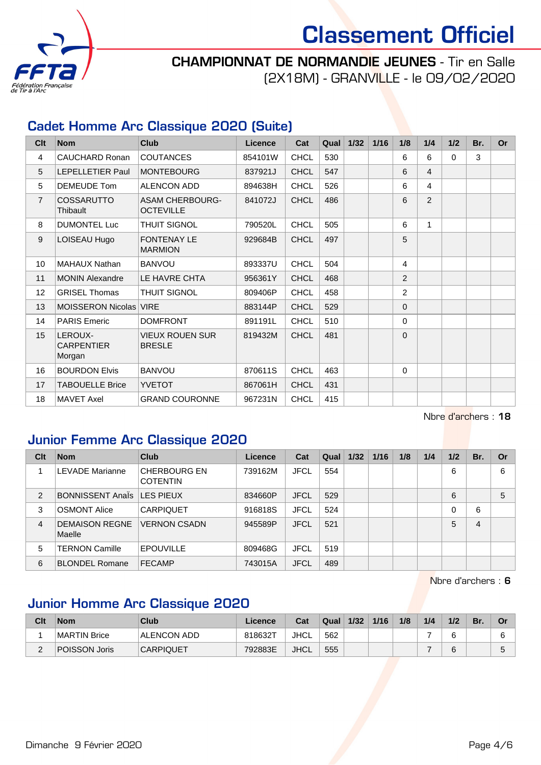# Classement Officiel

**CHAMPIONNAT DE NORMANDIE JEUNES** - Tir en Salle
(2X18M) - GRANVILLE - le 09/02/2020

## Cadet Homme Arc Classique 2020 (Suite)

| Clt | Nom | Club | Licence | Cat | Qual | 1/32 | 1/16 | 1/8 | 1/4 | 1/2 | Br. | Or |
|---|---|---|---|---|---|---|---|---|---|---|---|---|
| 4 | CAUCHARD Ronan | COUTANCES | 854101W | CHCL | 530 | | | 6 | 6 | 0 | 3 | |
| 5 | LEPELLETIER Paul | MONTEBOURG | 837921J | CHCL | 547 | | | 6 | 4 | | | |
| 5 | DEMEUDE Tom | ALENCON ADD | 894638H | CHCL | 526 | | | 6 | 4 | | | |
| 7 | COSSARUTTO Thibault | ASAM CHERBOURG-OCTEVILLE | 841072J | CHCL | 486 | | | 6 | 2 | | | |
| 8 | DUMONTEL Luc | THUIT SIGNOL | 790520L | CHCL | 505 | | | 6 | 1 | | | |
| 9 | LOISEAU Hugo | FONTENAY LE MARMION | 929684B | CHCL | 497 | | | 5 | | | | |
| 10 | MAHAUX Nathan | BANVOU | 893337U | CHCL | 504 | | | 4 | | | | |
| 11 | MONIN Alexandre | LE HAVRE CHTA | 956361Y | CHCL | 468 | | | 2 | | | | |
| 12 | GRISEL Thomas | THUIT SIGNOL | 809406P | CHCL | 458 | | | 2 | | | | |
| 13 | MOISSERON Nicolas | VIRE | 883144P | CHCL | 529 | | | 0 | | | | |
| 14 | PARIS Emeric | DOMFRONT | 891191L | CHCL | 510 | | | 0 | | | | |
| 15 | LEROUX-CARPENTIER Morgan | VIEUX ROUEN SUR BRESLE | 819432M | CHCL | 481 | | | 0 | | | | |
| 16 | BOURDON Elvis | BANVOU | 870611S | CHCL | 463 | | | 0 | | | | |
| 17 | TABOUELLE Brice | YVETOT | 867061H | CHCL | 431 | | | | | | | |
| 18 | MAVET Axel | GRAND COURONNE | 967231N | CHCL | 415 | | | | | | | |

Nbre d'archers : **18**

## Junior Femme Arc Classique 2020

| Clt | Nom | Club | Licence | Cat | Qual | 1/32 | 1/16 | 1/8 | 1/4 | 1/2 | Br. | Or |
|---|---|---|---|---|---|---|---|---|---|---|---|---|
| 1 | LEVADE Marianne | CHERBOURG EN COTENTIN | 739162M | JFCL | 554 | | | | | 6 | | 6 |
| 2 | BONNISSENT Anaïs | LES PIEUX | 834660P | JFCL | 529 | | | | | 6 | | 5 |
| 3 | OSMONT Alice | CARPIQUET | 916818S | JFCL | 524 | | | | | 0 | 6 | |
| 4 | DEMAISON REGNE Maelle | VERNON CSADN | 945589P | JFCL | 521 | | | | | 5 | 4 | |
| 5 | TERNON Camille | EPOUVILLE | 809468G | JFCL | 519 | | | | | | | |
| 6 | BLONDEL Romane | FECAMP | 743015A | JFCL | 489 | | | | | | | |

Nbre d'archers : **6**

## Junior Homme Arc Classique 2020

| Clt | Nom | Club | Licence | Cat | Qual | 1/32 | 1/16 | 1/8 | 1/4 | 1/2 | Br. | Or |
|---|---|---|---|---|---|---|---|---|---|---|---|---|
| 1 | MARTIN Brice | ALENCON ADD | 818632T | JHCL | 562 | | | | 7 | 6 | | 6 |
| 2 | POISSON Joris | CARPIQUET | 792883E | JHCL | 555 | | | | 7 | 6 | | 5 |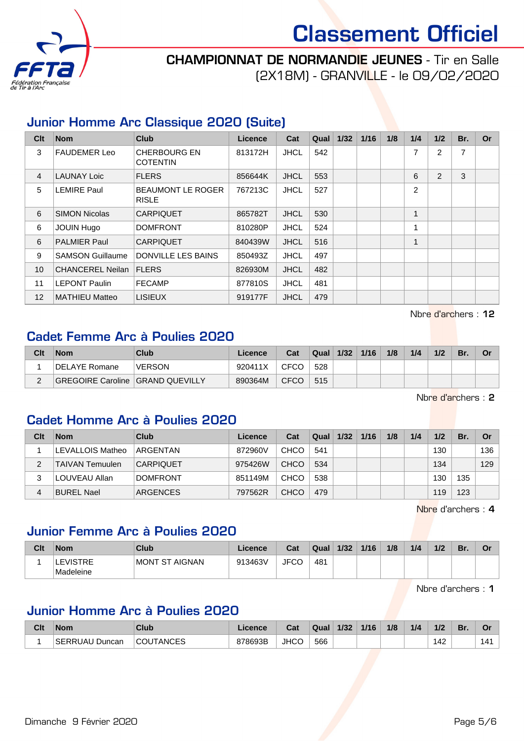# Classement Officiel

**CHAMPIONNAT DE NORMANDIE JEUNES** - Tir en Salle (2X18M) - GRANVILLE - le 09/02/2020

## Junior Homme Arc Classique 2020 (Suite)

| Clt | Nom | Club | Licence | Cat | Qual | 1/32 | 1/16 | 1/8 | 1/4 | 1/2 | Br. | Or |
|---|---|---|---|---|---|---|---|---|---|---|---|---|
| 3 | FAUDEMER Leo | CHERBOURG EN COTENTIN | 813172H | JHCL | 542 | | | | 7 | 2 | 7 | |
| 4 | LAUNAY Loic | FLERS | 856644K | JHCL | 553 | | | | 6 | 2 | 3 | |
| 5 | LEMIRE Paul | BEAUMONT LE ROGER RISLE | 767213C | JHCL | 527 | | | | 2 | | | |
| 6 | SIMON Nicolas | CARPIQUET | 865782T | JHCL | 530 | | | | 1 | | | |
| 6 | JOUIN Hugo | DOMFRONT | 810280P | JHCL | 524 | | | | 1 | | | |
| 6 | PALMIER Paul | CARPIQUET | 840439W | JHCL | 516 | | | | 1 | | | |
| 9 | SAMSON Guillaume | DONVILLE LES BAINS | 850493Z | JHCL | 497 | | | | | | | |
| 10 | CHANCEREL Neilan | FLERS | 826930M | JHCL | 482 | | | | | | | |
| 11 | LEPONT Paulin | FECAMP | 877810S | JHCL | 481 | | | | | | | |
| 12 | MATHIEU Matteo | LISIEUX | 919177F | JHCL | 479 | | | | | | | |

Nbre d'archers : **12**

## Cadet Femme Arc à Poulies 2020

| Clt | Nom | Club | Licence | Cat | Qual | 1/32 | 1/16 | 1/8 | 1/4 | 1/2 | Br. | Or |
|---|---|---|---|---|---|---|---|---|---|---|---|---|
| 1 | DELAYE Romane | VERSON | 920411X | CFCO | 528 | | | | | | | |
| 2 | GREGOIRE Caroline | GRAND QUEVILLY | 890364M | CFCO | 515 | | | | | | | |

Nbre d'archers : **2**

## Cadet Homme Arc à Poulies 2020

| Clt | Nom | Club | Licence | Cat | Qual | 1/32 | 1/16 | 1/8 | 1/4 | 1/2 | Br. | Or |
|---|---|---|---|---|---|---|---|---|---|---|---|---|
| 1 | LEVALLOIS Matheo | ARGENTAN | 872960V | CHCO | 541 | | | | | 130 | | 136 |
| 2 | TAIVAN Temuulen | CARPIQUET | 975426W | CHCO | 534 | | | | | 134 | | 129 |
| 3 | LOUVEAU Allan | DOMFRONT | 851149M | CHCO | 538 | | | | | 130 | 135 | |
| 4 | BUREL Nael | ARGENCES | 797562R | CHCO | 479 | | | | | 119 | 123 | |

Nbre d'archers : **4**

## Junior Femme Arc à Poulies 2020

| Clt | Nom | Club | Licence | Cat | Qual | 1/32 | 1/16 | 1/8 | 1/4 | 1/2 | Br. | Or |
|---|---|---|---|---|---|---|---|---|---|---|---|---|
| 1 | LEVISTRE Madeleine | MONT ST AIGNAN | 913463V | JFCO | 481 | | | | | | | |

Nbre d'archers : **1**

## Junior Homme Arc à Poulies 2020

| Clt | Nom | Club | Licence | Cat | Qual | 1/32 | 1/16 | 1/8 | 1/4 | 1/2 | Br. | Or |
|---|---|---|---|---|---|---|---|---|---|---|---|---|
| 1 | SERRUAU Duncan | COUTANCES | 878693B | JHCO | 566 | | | | | 142 | | 141 |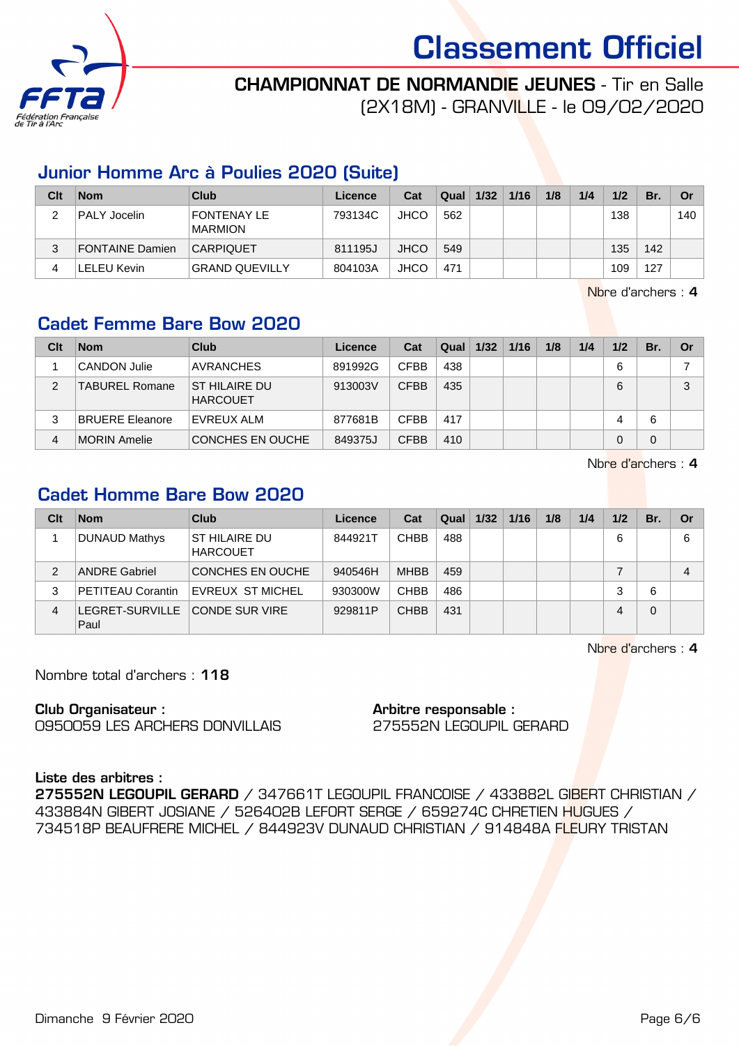# Classement Officiel

**CHAMPIONNAT DE NORMANDIE JEUNES** - Tir en Salle
(2X18M) - GRANVILLE - le 09/02/2020

## Junior Homme Arc à Poulies 2020 (Suite)

| Clt | Nom | Club | Licence | Cat | Qual | 1/32 | 1/16 | 1/8 | 1/4 | 1/2 | Br. | Or |
|---|---|---|---|---|---|---|---|---|---|---|---|---|
| 2 | PALY Jocelin | FONTENAY LE MARMION | 793134C | JHCO | 562 | | | | | 138 | | 140 |
| 3 | FONTAINE Damien | CARPIQUET | 811195J | JHCO | 549 | | | | | 135 | 142 | |
| 4 | LELEU Kevin | GRAND QUEVILLY | 804103A | JHCO | 471 | | | | | 109 | 127 | |

Nbre d'archers : **4**

## Cadet Femme Bare Bow 2020

| Clt | Nom | Club | Licence | Cat | Qual | 1/32 | 1/16 | 1/8 | 1/4 | 1/2 | Br. | Or |
|---|---|---|---|---|---|---|---|---|---|---|---|---|
| 1 | CANDON Julie | AVRANCHES | 891992G | CFBB | 438 | | | | | 6 | | 7 |
| 2 | TABUREL Romane | ST HILAIRE DU HARCOUET | 913003V | CFBB | 435 | | | | | 6 | | 3 |
| 3 | BRUERE Eleanore | EVREUX ALM | 877681B | CFBB | 417 | | | | | 4 | 6 | |
| 4 | MORIN Amelie | CONCHES EN OUCHE | 849375J | CFBB | 410 | | | | | 0 | 0 | |

Nbre d'archers : **4**

## Cadet Homme Bare Bow 2020

| Clt | Nom | Club | Licence | Cat | Qual | 1/32 | 1/16 | 1/8 | 1/4 | 1/2 | Br. | Or |
|---|---|---|---|---|---|---|---|---|---|---|---|---|
| 1 | DUNAUD Mathys | ST HILAIRE DU HARCOUET | 844921T | CHBB | 488 | | | | | 6 | | 6 |
| 2 | ANDRE Gabriel | CONCHES EN OUCHE | 940546H | MHBB | 459 | | | | | 7 | | 4 |
| 3 | PETITEAU Corantin | EVREUX ST MICHEL | 930300W | CHBB | 486 | | | | | 3 | 6 | |
| 4 | LEGRET-SURVILLE Paul | CONDE SUR VIRE | 929811P | CHBB | 431 | | | | | 4 | 0 | |

Nbre d'archers : **4**

Nombre total d'archers : **118**

**Club Organisateur :**
0950059 LES ARCHERS DONVILLAIS

**Arbitre responsable :**
275552N LEGOUPIL GERARD

**Liste des arbitres :**
**275552N LEGOUPIL GERARD** / 347661T LEGOUPIL FRANCOISE / 433882L GIBERT CHRISTIAN / 433884N GIBERT JOSIANE / 526402B LEFORT SERGE / 659274C CHRETIEN HUGUES / 734518P BEAUFRERE MICHEL / 844923V DUNAUD CHRISTIAN / 914848A FLEURY TRISTAN

Dimanche 9 Février 2020